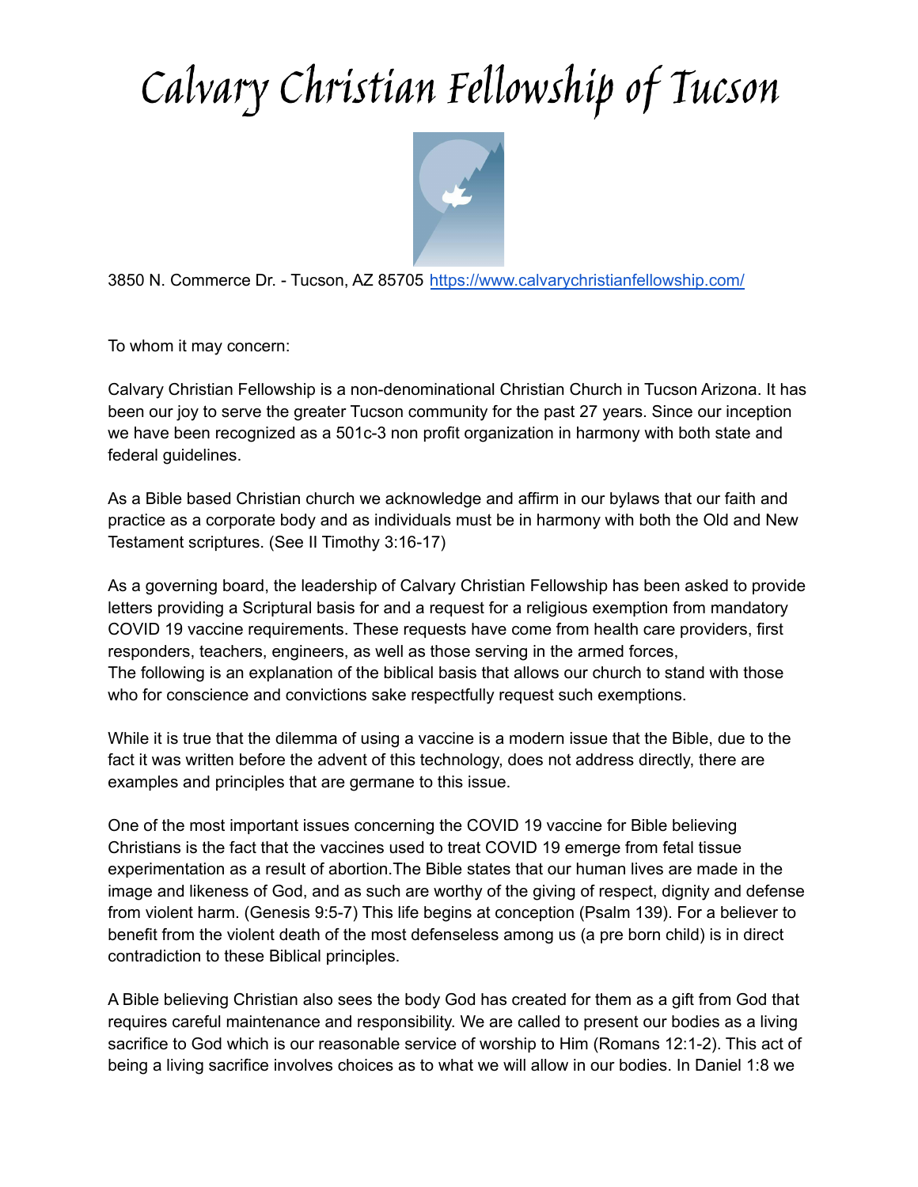# Calvary Christian Fellowship of Tucson

3850 N. Commerce Dr. - Tucson, AZ 85705 https://www.calvarychristianfellowship.com/

To whom it may concern:

Calvary Christian Fellowship is a non-denominational Christian Church in Tucson Arizona. It has been our joy to serve the greater Tucson community for the past 27 years. Since our inception we have been recognized as a 501c-3 non profit organization in harmony with both state and federal guidelines.

As a Bible based Christian church we acknowledge and affirm in our bylaws that our faith and practice as a corporate body and as individuals must be in harmony with both the Old and New Testament scriptures. (See II Timothy 3:16-17)

As a governing board, the leadership of Calvary Christian Fellowship has been asked to provide letters providing a Scriptural basis for and a request for a religious exemption from mandatory COVID 19 vaccine requirements. These requests have come from health care providers, first responders, teachers, engineers, as well as those serving in the armed forces,
The following is an explanation of the biblical basis that allows our church to stand with those who for conscience and convictions sake respectfully request such exemptions.

While it is true that the dilemma of using a vaccine is a modern issue that the Bible, due to the fact it was written before the advent of this technology, does not address directly, there are examples and principles that are germane to this issue.

One of the most important issues concerning the COVID 19 vaccine for Bible believing Christians is the fact that the vaccines used to treat COVID 19 emerge from fetal tissue experimentation as a result of abortion.The Bible states that our human lives are made in the image and likeness of God, and as such are worthy of the giving of respect, dignity and defense from violent harm. (Genesis 9:5-7) This life begins at conception (Psalm 139). For a believer to benefit from the violent death of the most defenseless among us (a pre born child) is in direct contradiction to these Biblical principles.

A Bible believing Christian also sees the body God has created for them as a gift from God that requires careful maintenance and responsibility. We are called to present our bodies as a living sacrifice to God which is our reasonable service of worship to Him (Romans 12:1-2). This act of being a living sacrifice involves choices as to what we will allow in our bodies. In Daniel 1:8 we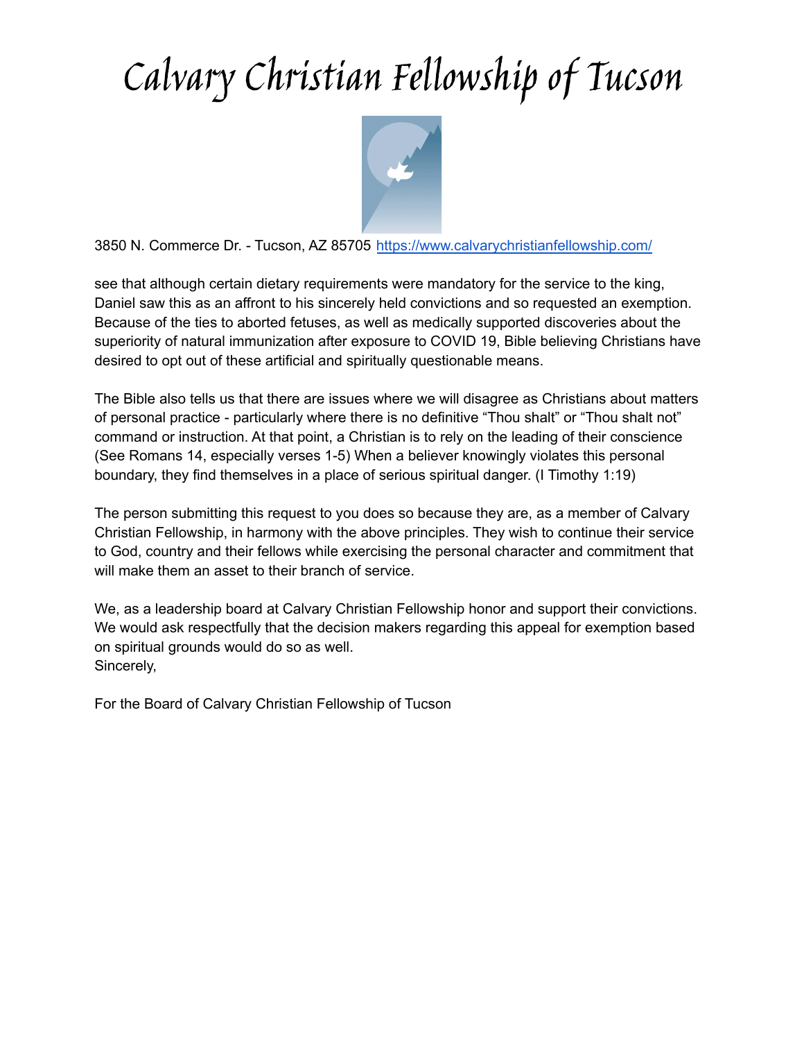# Calvary Christian Fellowship of Tucson

3850 N. Commerce Dr. - Tucson, AZ 85705 https://www.calvarychristianfellowship.com/

see that although certain dietary requirements were mandatory for the service to the king, Daniel saw this as an affront to his sincerely held convictions and so requested an exemption. Because of the ties to aborted fetuses, as well as medically supported discoveries about the superiority of natural immunization after exposure to COVID 19, Bible believing Christians have desired to opt out of these artificial and spiritually questionable means.

The Bible also tells us that there are issues where we will disagree as Christians about matters of personal practice - particularly where there is no definitive "Thou shalt" or "Thou shalt not" command or instruction. At that point, a Christian is to rely on the leading of their conscience (See Romans 14, especially verses 1-5) When a believer knowingly violates this personal boundary, they find themselves in a place of serious spiritual danger. (I Timothy 1:19)

The person submitting this request to you does so because they are, as a member of Calvary Christian Fellowship, in harmony with the above principles. They wish to continue their service to God, country and their fellows while exercising the personal character and commitment that will make them an asset to their branch of service.

We, as a leadership board at Calvary Christian Fellowship honor and support their convictions. We would ask respectfully that the decision makers regarding this appeal for exemption based on spiritual grounds would do so as well.
Sincerely,

For the Board of Calvary Christian Fellowship of Tucson